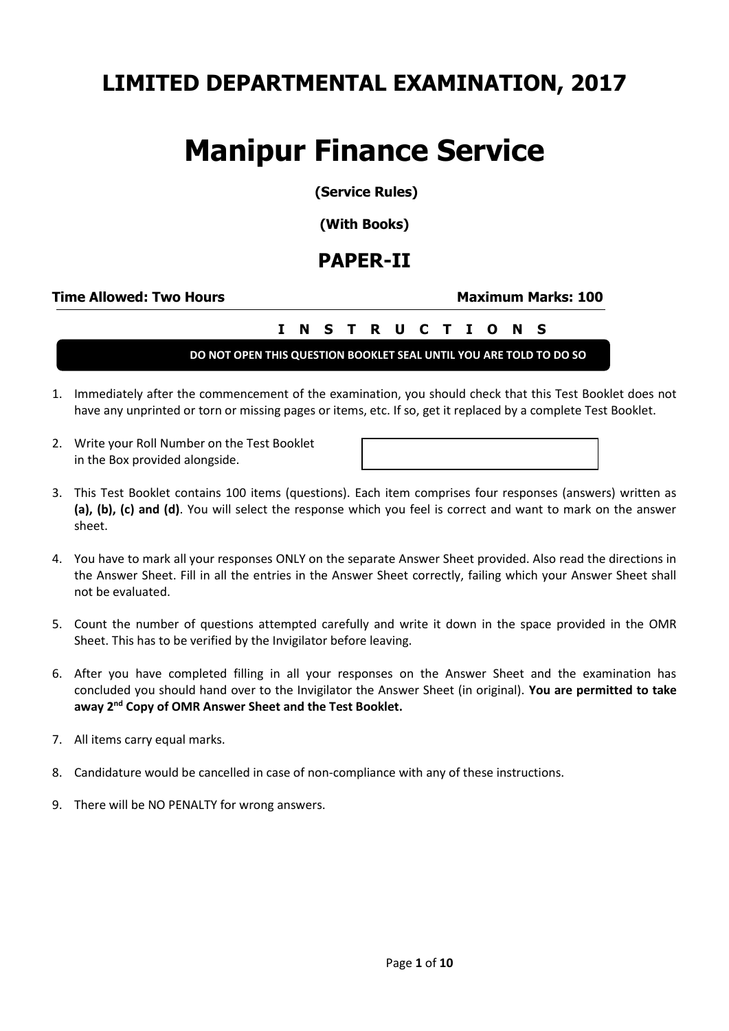# LIMITED DEPARTMENTAL EXAMINATION, 2017

# Manipur Finance Service

**(Service Rules)**

**(With Books)**

## PAPER-II

**Time Allowed: Two Hours** **Maximum Marks: 100**

**I N S T R U C T I O N S**

**DO NOT OPEN THIS QUESTION BOOKLET SEAL UNTIL YOU ARE TOLD TO DO SO**

1. Immediately after the commencement of the examination, you should check that this Test Booklet does not have any unprinted or torn or missing pages or items, etc. If so, get it replaced by a complete Test Booklet.
2. Write your Roll Number on the Test Booklet in the Box provided alongside.
3. This Test Booklet contains 100 items (questions). Each item comprises four responses (answers) written as **(a), (b), (c) and (d)**. You will select the response which you feel is correct and want to mark on the answer sheet.
4. You have to mark all your responses ONLY on the separate Answer Sheet provided. Also read the directions in the Answer Sheet. Fill in all the entries in the Answer Sheet correctly, failing which your Answer Sheet shall not be evaluated.
5. Count the number of questions attempted carefully and write it down in the space provided in the OMR Sheet. This has to be verified by the Invigilator before leaving.
6. After you have completed filling in all your responses on the Answer Sheet and the examination has concluded you should hand over to the Invigilator the Answer Sheet (in original). **You are permitted to take away 2nd Copy of OMR Answer Sheet and the Test Booklet.**
7. All items carry equal marks.
8. Candidature would be cancelled in case of non-compliance with any of these instructions.
9. There will be NO PENALTY for wrong answers.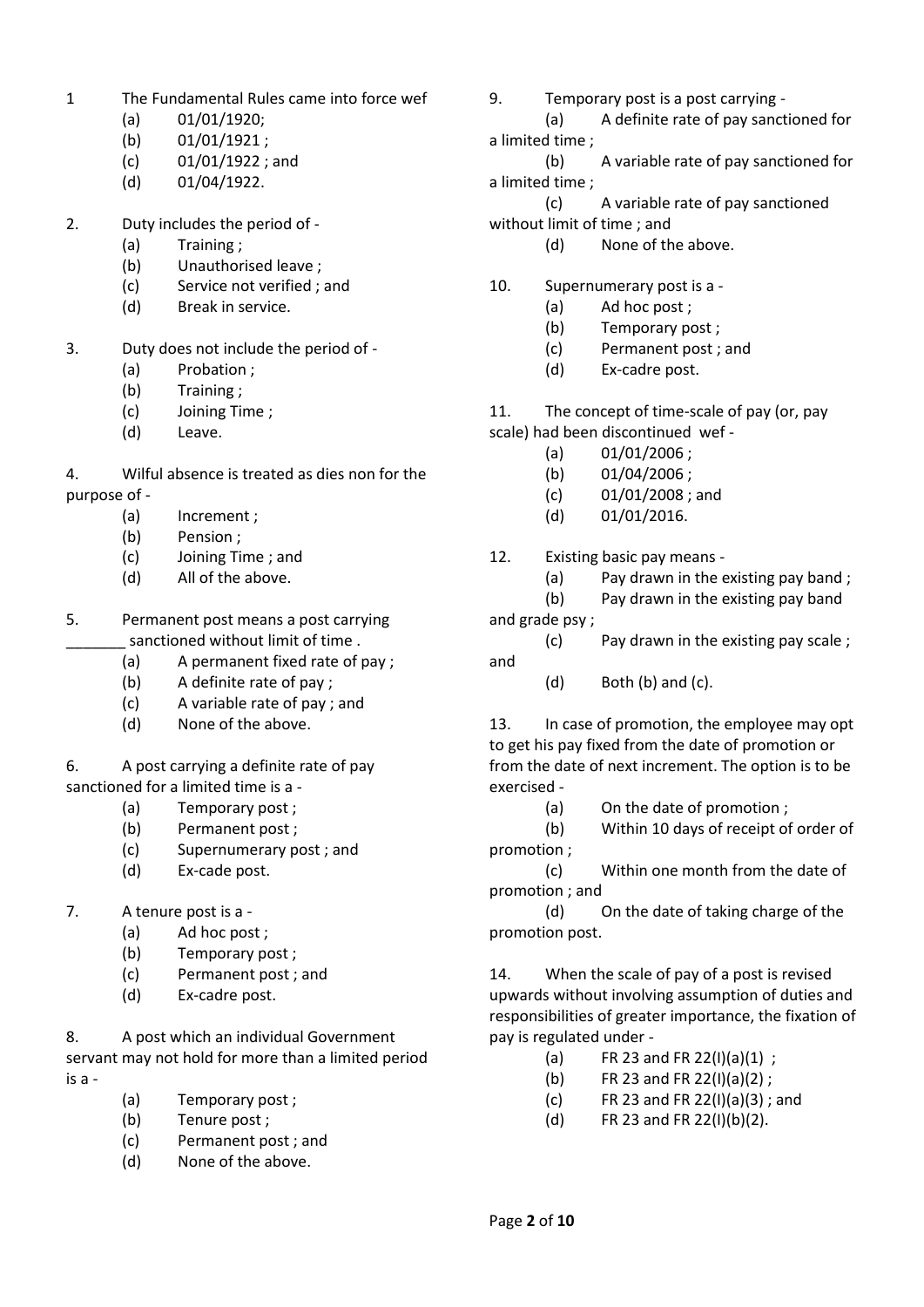1 The Fundamental Rules came into force wef

(a) 01/01/1920;
(b) 01/01/1921 ;
(c) 01/01/1922 ; and
(d) 01/04/1922.

2. Duty includes the period of -

(a) Training ;
(b) Unauthorised leave ;
(c) Service not verified ; and
(d) Break in service.

3. Duty does not include the period of -

(a) Probation ;
(b) Training ;
(c) Joining Time ;
(d) Leave.

4. Wilful absence is treated as dies non for the purpose of -

(a) Increment ;
(b) Pension ;
(c) Joining Time ; and
(d) All of the above.

5. Permanent post means a post carrying _______ sanctioned without limit of time .

(a) A permanent fixed rate of pay ;
(b) A definite rate of pay ;
(c) A variable rate of pay ; and
(d) None of the above.

6. A post carrying a definite rate of pay sanctioned for a limited time is a -

(a) Temporary post ;
(b) Permanent post ;
(c) Supernumerary post ; and
(d) Ex-cade post.

7. A tenure post is a -

(a) Ad hoc post ;
(b) Temporary post ;
(c) Permanent post ; and
(d) Ex-cadre post.

8. A post which an individual Government servant may not hold for more than a limited period is a -

(a) Temporary post ;
(b) Tenure post ;
(c) Permanent post ; and
(d) None of the above.

9. Temporary post is a post carrying -

(a) A definite rate of pay sanctioned for a limited time ;
(b) A variable rate of pay sanctioned for a limited time ;
(c) A variable rate of pay sanctioned without limit of time ; and
(d) None of the above.

10. Supernumerary post is a -

(a) Ad hoc post ;
(b) Temporary post ;
(c) Permanent post ; and
(d) Ex-cadre post.

11. The concept of time-scale of pay (or, pay scale) had been discontinued wef -

(a) 01/01/2006 ;
(b) 01/04/2006 ;
(c) 01/01/2008 ; and
(d) 01/01/2016.

12. Existing basic pay means -

(a) Pay drawn in the existing pay band ;
(b) Pay drawn in the existing pay band and grade psy ;
(c) Pay drawn in the existing pay scale ; and
(d) Both (b) and (c).

13. In case of promotion, the employee may opt to get his pay fixed from the date of promotion or from the date of next increment. The option is to be exercised -

(a) On the date of promotion ;
(b) Within 10 days of receipt of order of promotion ;
(c) Within one month from the date of promotion ; and
(d) On the date of taking charge of the promotion post.

14. When the scale of pay of a post is revised upwards without involving assumption of duties and responsibilities of greater importance, the fixation of pay is regulated under -

(a) FR 23 and FR 22(I)(a)(1) ;
(b) FR 23 and FR 22(I)(a)(2) ;
(c) FR 23 and FR 22(I)(a)(3) ; and
(d) FR 23 and FR 22(I)(b)(2).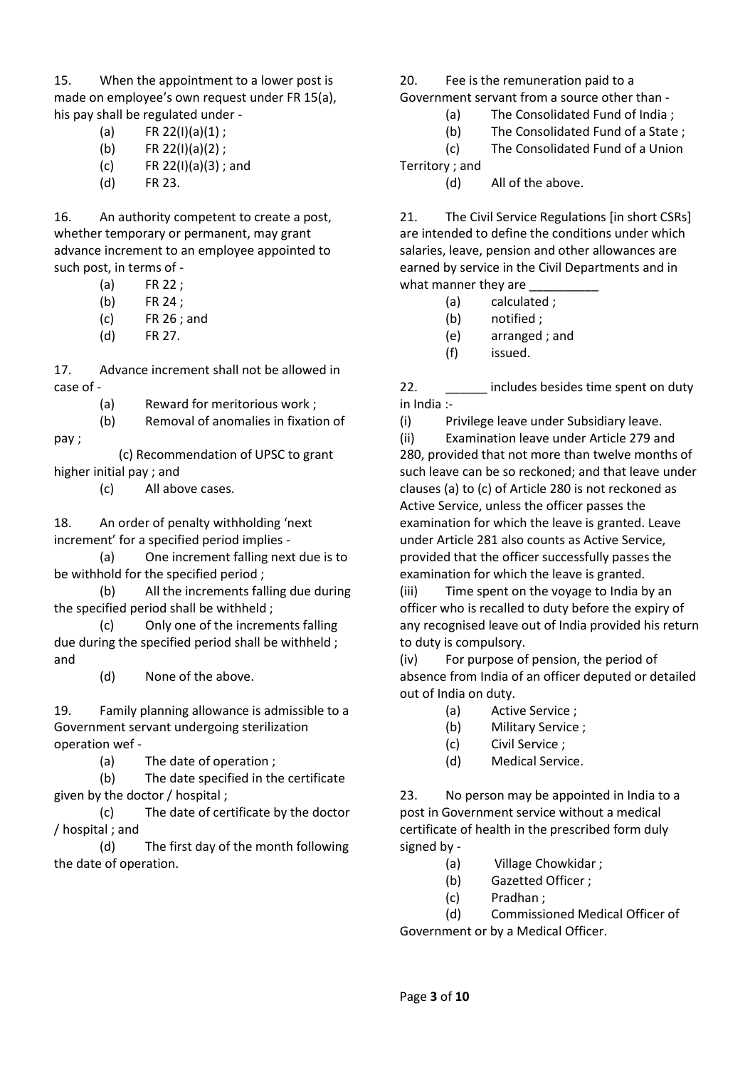15. When the appointment to a lower post is made on employee's own request under FR 15(a), his pay shall be regulated under -

- (a) FR 22(I)(a)(1) ;
- (b) FR 22(I)(a)(2) ;
- (c) FR 22(I)(a)(3) ; and
- (d) FR 23.

16. An authority competent to create a post, whether temporary or permanent, may grant advance increment to an employee appointed to such post, in terms of -

- (a) FR 22 ;
- (b) FR 24 ;
- (c) FR 26 ; and
- (d) FR 27.

17. Advance increment shall not be allowed in case of -

- (a) Reward for meritorious work ;
- (b) Removal of anomalies in fixation of pay ;
- (c) Recommendation of UPSC to grant higher initial pay ; and
- (c) All above cases.

18. An order of penalty withholding 'next increment' for a specified period implies -

- (a) One increment falling next due is to be withhold for the specified period ;
- (b) All the increments falling due during the specified period shall be withheld ;
- (c) Only one of the increments falling due during the specified period shall be withheld ; and
- (d) None of the above.

19. Family planning allowance is admissible to a Government servant undergoing sterilization operation wef -

- (a) The date of operation ;
- (b) The date specified in the certificate given by the doctor / hospital ;
- (c) The date of certificate by the doctor / hospital ; and
- (d) The first day of the month following the date of operation.

20. Fee is the remuneration paid to a Government servant from a source other than -

- (a) The Consolidated Fund of India ;
- (b) The Consolidated Fund of a State ;
- (c) The Consolidated Fund of a Union Territory ; and
- (d) All of the above.

21. The Civil Service Regulations [in short CSRs] are intended to define the conditions under which salaries, leave, pension and other allowances are earned by service in the Civil Departments and in what manner they are __________

- (a) calculated ;
- (b) notified ;
- (e) arranged ; and
- (f) issued.

22. ______ includes besides time spent on duty in India :-

(i) Privilege leave under Subsidiary leave.

(ii) Examination leave under Article 279 and 280, provided that not more than twelve months of such leave can be so reckoned; and that leave under clauses (a) to (c) of Article 280 is not reckoned as Active Service, unless the officer passes the examination for which the leave is granted. Leave under Article 281 also counts as Active Service, provided that the officer successfully passes the examination for which the leave is granted.

(iii) Time spent on the voyage to India by an officer who is recalled to duty before the expiry of any recognised leave out of India provided his return to duty is compulsory.

(iv) For purpose of pension, the period of absence from India of an officer deputed or detailed out of India on duty.

- (a) Active Service ;
- (b) Military Service ;
- (c) Civil Service ;
- (d) Medical Service.

23. No person may be appointed in India to a post in Government service without a medical certificate of health in the prescribed form duly signed by -

- (a) Village Chowkidar ;
- (b) Gazetted Officer ;
- (c) Pradhan ;
- (d) Commissioned Medical Officer of Government or by a Medical Officer.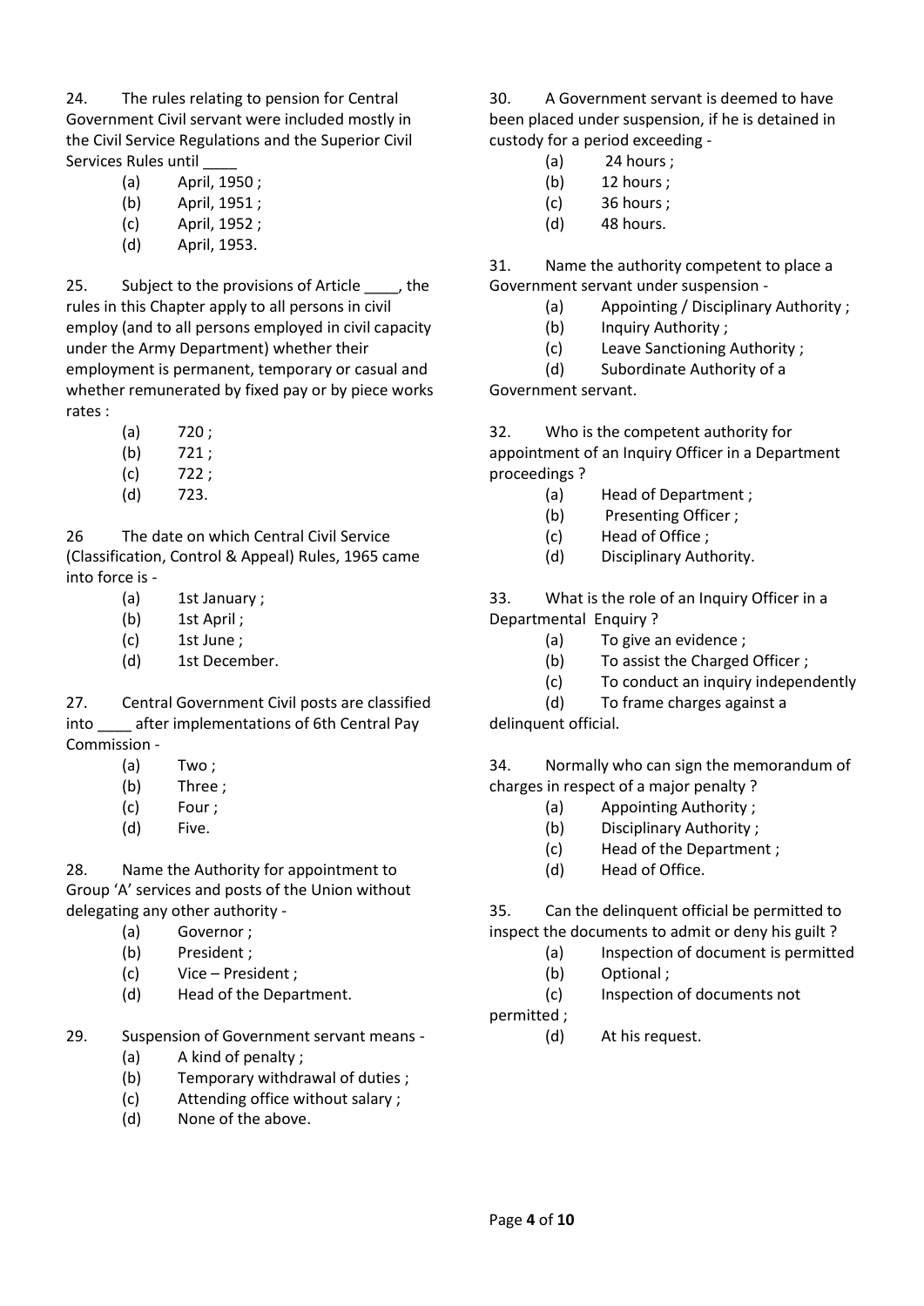24. The rules relating to pension for Central Government Civil servant were included mostly in the Civil Service Regulations and the Superior Civil Services Rules until ____

(a) April, 1950 ;
(b) April, 1951 ;
(c) April, 1952 ;
(d) April, 1953.

25. Subject to the provisions of Article ____, the rules in this Chapter apply to all persons in civil employ (and to all persons employed in civil capacity under the Army Department) whether their employment is permanent, temporary or casual and whether remunerated by fixed pay or by piece works rates :

(a) 720 ;
(b) 721 ;
(c) 722 ;
(d) 723.

26 The date on which Central Civil Service (Classification, Control & Appeal) Rules, 1965 came into force is -

(a) 1st January ;
(b) 1st April ;
(c) 1st June ;
(d) 1st December.

27. Central Government Civil posts are classified into ____ after implementations of 6th Central Pay Commission -

(a) Two ;
(b) Three ;
(c) Four ;
(d) Five.

28. Name the Authority for appointment to Group 'A' services and posts of the Union without delegating any other authority -

(a) Governor ;
(b) President ;
(c) Vice – President ;
(d) Head of the Department.

29. Suspension of Government servant means -

(a) A kind of penalty ;
(b) Temporary withdrawal of duties ;
(c) Attending office without salary ;
(d) None of the above.

30. A Government servant is deemed to have been placed under suspension, if he is detained in custody for a period exceeding -

(a) 24 hours ;
(b) 12 hours ;
(c) 36 hours ;
(d) 48 hours.

31. Name the authority competent to place a Government servant under suspension -

(a) Appointing / Disciplinary Authority ;
(b) Inquiry Authority ;
(c) Leave Sanctioning Authority ;
(d) Subordinate Authority of a Government servant.

32. Who is the competent authority for appointment of an Inquiry Officer in a Department proceedings ?

(a) Head of Department ;
(b) Presenting Officer ;
(c) Head of Office ;
(d) Disciplinary Authority.

33. What is the role of an Inquiry Officer in a Departmental Enquiry ?

(a) To give an evidence ;
(b) To assist the Charged Officer ;
(c) To conduct an inquiry independently
(d) To frame charges against a delinquent official.

34. Normally who can sign the memorandum of charges in respect of a major penalty ?

(a) Appointing Authority ;
(b) Disciplinary Authority ;
(c) Head of the Department ;
(d) Head of Office.

35. Can the delinquent official be permitted to inspect the documents to admit or deny his guilt ?

(a) Inspection of document is permitted
(b) Optional ;
(c) Inspection of documents not permitted ;
(d) At his request.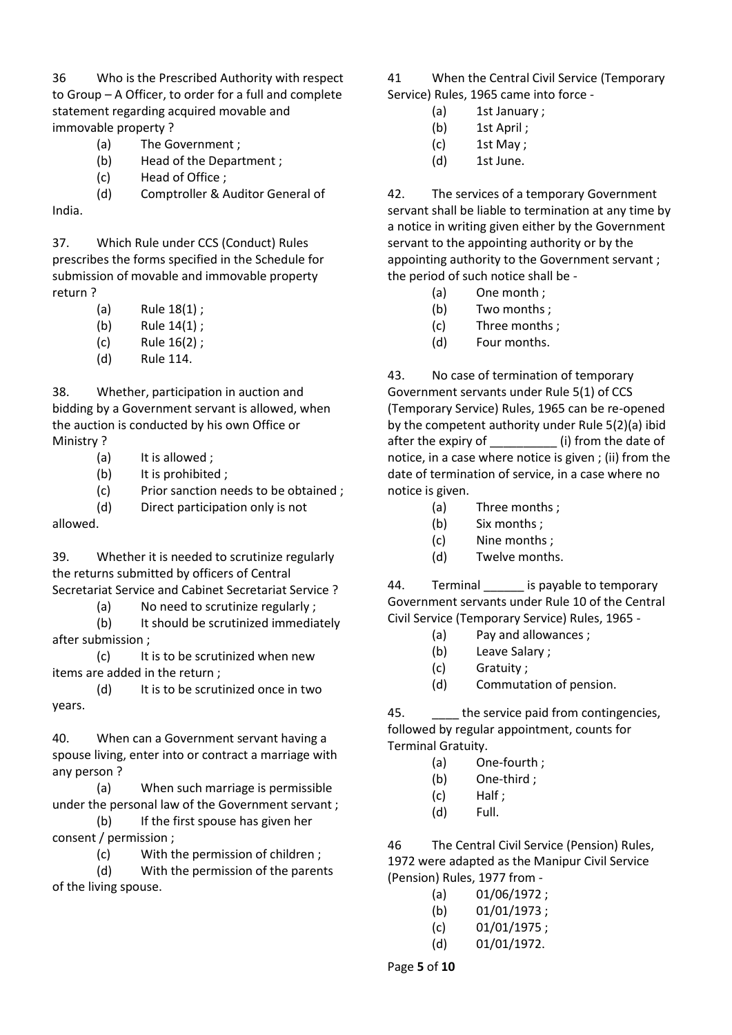36 Who is the Prescribed Authority with respect to Group – A Officer, to order for a full and complete statement regarding acquired movable and immovable property ?

(a) The Government ;
(b) Head of the Department ;
(c) Head of Office ;
(d) Comptroller & Auditor General of India.

37. Which Rule under CCS (Conduct) Rules prescribes the forms specified in the Schedule for submission of movable and immovable property return ?

(a) Rule 18(1) ;
(b) Rule 14(1) ;
(c) Rule 16(2) ;
(d) Rule 114.

38. Whether, participation in auction and bidding by a Government servant is allowed, when the auction is conducted by his own Office or Ministry ?

(a) It is allowed ;
(b) It is prohibited ;
(c) Prior sanction needs to be obtained ;
(d) Direct participation only is not allowed.

39. Whether it is needed to scrutinize regularly the returns submitted by officers of Central Secretariat Service and Cabinet Secretariat Service ?

(a) No need to scrutinize regularly ;
(b) It should be scrutinized immediately after submission ;
(c) It is to be scrutinized when new items are added in the return ;
(d) It is to be scrutinized once in two years.

40. When can a Government servant having a spouse living, enter into or contract a marriage with any person ?

(a) When such marriage is permissible under the personal law of the Government servant ;
(b) If the first spouse has given her consent / permission ;
(c) With the permission of children ;
(d) With the permission of the parents of the living spouse.

41 When the Central Civil Service (Temporary Service) Rules, 1965 came into force -

(a) 1st January ;
(b) 1st April ;
(c) 1st May ;
(d) 1st June.

42. The services of a temporary Government servant shall be liable to termination at any time by a notice in writing given either by the Government servant to the appointing authority or by the appointing authority to the Government servant ; the period of such notice shall be -

(a) One month ;
(b) Two months ;
(c) Three months ;
(d) Four months.

43. No case of termination of temporary Government servants under Rule 5(1) of CCS (Temporary Service) Rules, 1965 can be re-opened by the competent authority under Rule 5(2)(a) ibid after the expiry of __________ (i) from the date of notice, in a case where notice is given ; (ii) from the date of termination of service, in a case where no notice is given.

(a) Three months ;
(b) Six months ;
(c) Nine months ;
(d) Twelve months.

44. Terminal ______ is payable to temporary Government servants under Rule 10 of the Central Civil Service (Temporary Service) Rules, 1965 -

(a) Pay and allowances ;
(b) Leave Salary ;
(c) Gratuity ;
(d) Commutation of pension.

45. ____ the service paid from contingencies, followed by regular appointment, counts for Terminal Gratuity.

(a) One-fourth ;
(b) One-third ;
(c) Half ;
(d) Full.

46 The Central Civil Service (Pension) Rules, 1972 were adapted as the Manipur Civil Service (Pension) Rules, 1977 from -

(a) 01/06/1972 ;
(b) 01/01/1973 ;
(c) 01/01/1975 ;
(d) 01/01/1972.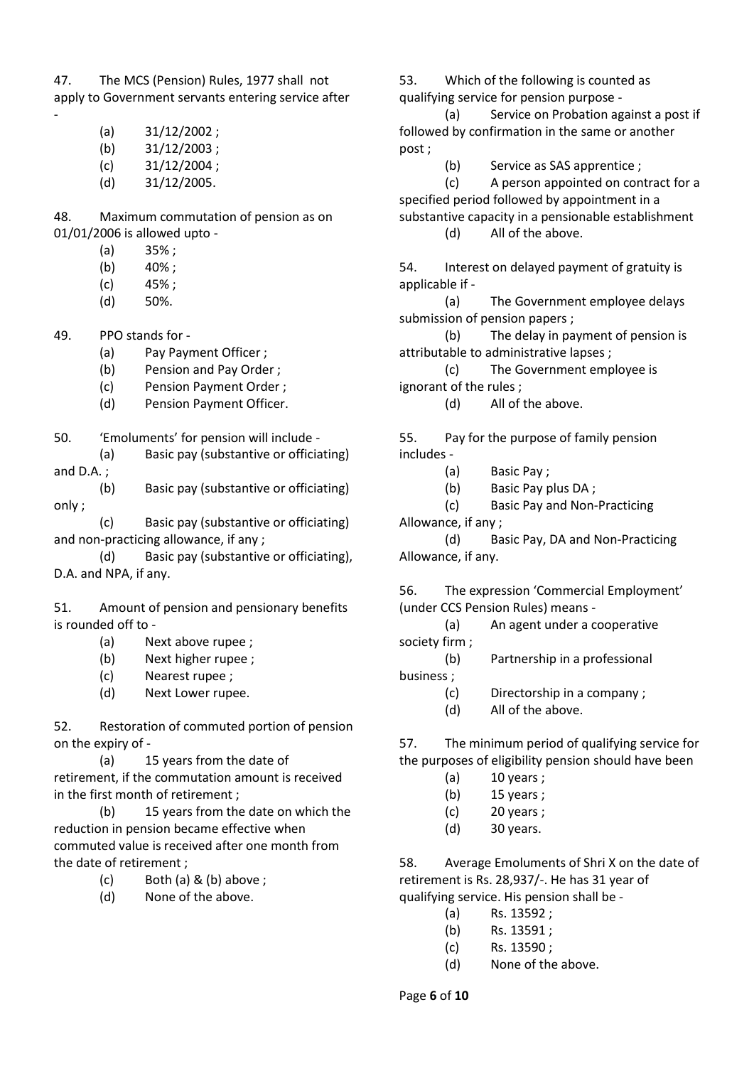47. The MCS (Pension) Rules, 1977 shall not apply to Government servants entering service after -

(a) 31/12/2002 ;
(b) 31/12/2003 ;
(c) 31/12/2004 ;
(d) 31/12/2005.

48. Maximum commutation of pension as on 01/01/2006 is allowed upto -

(a) 35% ;
(b) 40% ;
(c) 45% ;
(d) 50%.

49. PPO stands for -

(a) Pay Payment Officer ;
(b) Pension and Pay Order ;
(c) Pension Payment Order ;
(d) Pension Payment Officer.

50. 'Emoluments' for pension will include -

(a) Basic pay (substantive or officiating) and D.A. ;
(b) Basic pay (substantive or officiating) only ;
(c) Basic pay (substantive or officiating) and non-practicing allowance, if any ;
(d) Basic pay (substantive or officiating), D.A. and NPA, if any.

51. Amount of pension and pensionary benefits is rounded off to -

(a) Next above rupee ;
(b) Next higher rupee ;
(c) Nearest rupee ;
(d) Next Lower rupee.

52. Restoration of commuted portion of pension on the expiry of -

(a) 15 years from the date of retirement, if the commutation amount is received in the first month of retirement ;
(b) 15 years from the date on which the reduction in pension became effective when commuted value is received after one month from the date of retirement ;
(c) Both (a) & (b) above ;
(d) None of the above.

53. Which of the following is counted as qualifying service for pension purpose -

(a) Service on Probation against a post if followed by confirmation in the same or another post ;
(b) Service as SAS apprentice ;
(c) A person appointed on contract for a specified period followed by appointment in a substantive capacity in a pensionable establishment
(d) All of the above.

54. Interest on delayed payment of gratuity is applicable if -

(a) The Government employee delays submission of pension papers ;
(b) The delay in payment of pension is attributable to administrative lapses ;
(c) The Government employee is ignorant of the rules ;
(d) All of the above.

55. Pay for the purpose of family pension includes -

(a) Basic Pay ;
(b) Basic Pay plus DA ;
(c) Basic Pay and Non-Practicing Allowance, if any ;
(d) Basic Pay, DA and Non-Practicing Allowance, if any.

56. The expression 'Commercial Employment' (under CCS Pension Rules) means -

(a) An agent under a cooperative society firm ;
(b) Partnership in a professional business ;
(c) Directorship in a company ;
(d) All of the above.

57. The minimum period of qualifying service for the purposes of eligibility pension should have been

(a) 10 years ;
(b) 15 years ;
(c) 20 years ;
(d) 30 years.

58. Average Emoluments of Shri X on the date of retirement is Rs. 28,937/-. He has 31 year of qualifying service. His pension shall be -

(a) Rs. 13592 ;
(b) Rs. 13591 ;
(c) Rs. 13590 ;
(d) None of the above.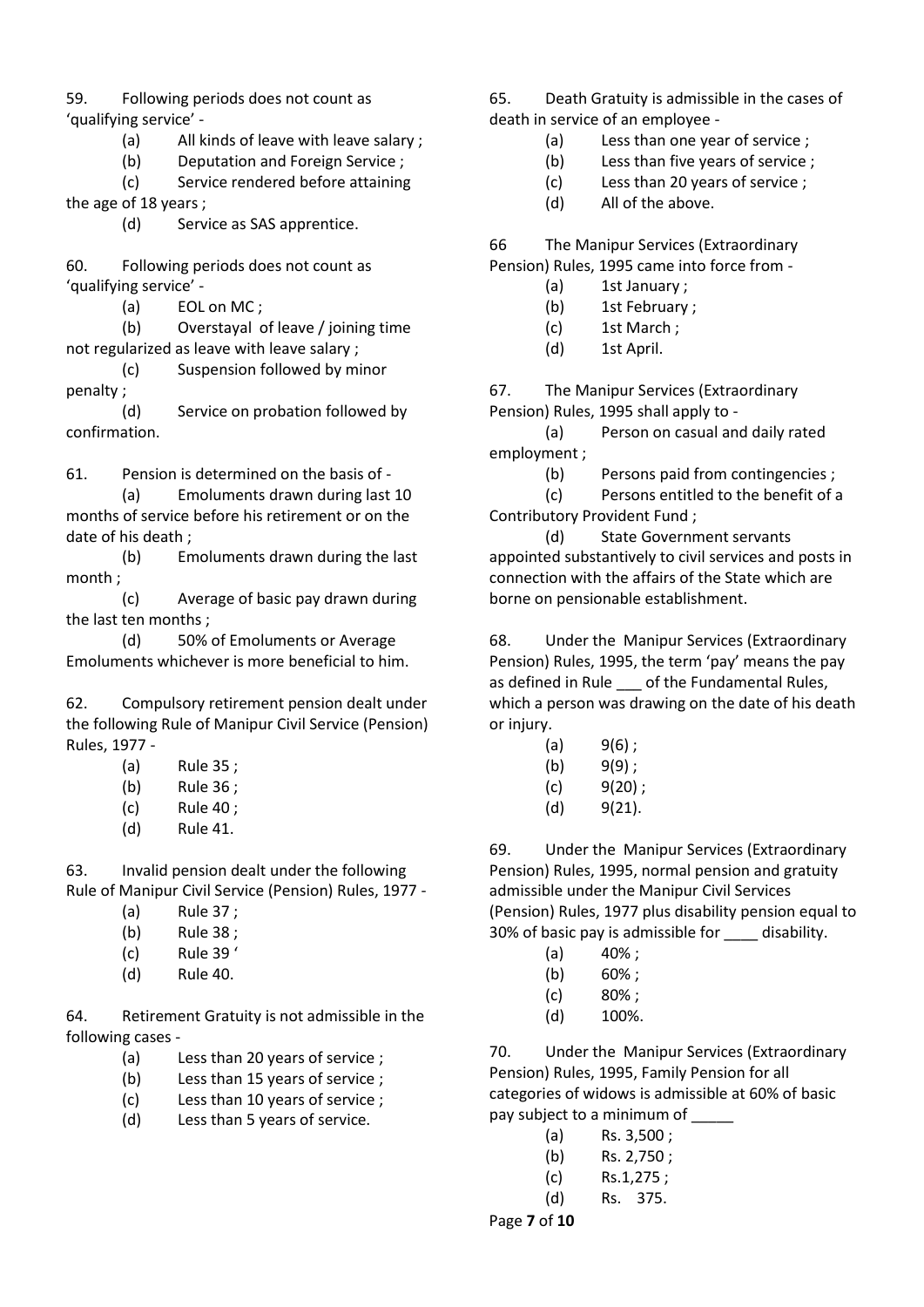59. Following periods does not count as 'qualifying service' -

(a) All kinds of leave with leave salary ;
(b) Deputation and Foreign Service ;
(c) Service rendered before attaining the age of 18 years ;
(d) Service as SAS apprentice.

60. Following periods does not count as 'qualifying service' -

(a) EOL on MC ;
(b) Overstayal of leave / joining time not regularized as leave with leave salary ;
(c) Suspension followed by minor penalty ;
(d) Service on probation followed by confirmation.

61. Pension is determined on the basis of -

(a) Emoluments drawn during last 10 months of service before his retirement or on the date of his death ;
(b) Emoluments drawn during the last month ;
(c) Average of basic pay drawn during the last ten months ;
(d) 50% of Emoluments or Average Emoluments whichever is more beneficial to him.

62. Compulsory retirement pension dealt under the following Rule of Manipur Civil Service (Pension) Rules, 1977 -

(a) Rule 35 ;
(b) Rule 36 ;
(c) Rule 40 ;
(d) Rule 41.

63. Invalid pension dealt under the following Rule of Manipur Civil Service (Pension) Rules, 1977 -

(a) Rule 37 ;
(b) Rule 38 ;
(c) Rule 39 '
(d) Rule 40.

64. Retirement Gratuity is not admissible in the following cases -

(a) Less than 20 years of service ;
(b) Less than 15 years of service ;
(c) Less than 10 years of service ;
(d) Less than 5 years of service.

65. Death Gratuity is admissible in the cases of death in service of an employee -

(a) Less than one year of service ;
(b) Less than five years of service ;
(c) Less than 20 years of service ;
(d) All of the above.

66 The Manipur Services (Extraordinary Pension) Rules, 1995 came into force from -

(a) 1st January ;
(b) 1st February ;
(c) 1st March ;
(d) 1st April.

67. The Manipur Services (Extraordinary Pension) Rules, 1995 shall apply to -

(a) Person on casual and daily rated employment ;
(b) Persons paid from contingencies ;
(c) Persons entitled to the benefit of a Contributory Provident Fund ;
(d) State Government servants appointed substantively to civil services and posts in connection with the affairs of the State which are borne on pensionable establishment.

68. Under the Manipur Services (Extraordinary Pension) Rules, 1995, the term 'pay' means the pay as defined in Rule ___ of the Fundamental Rules, which a person was drawing on the date of his death or injury.

(a) 9(6) ;
(b) 9(9) ;
(c) 9(20) ;
(d) 9(21).

69. Under the Manipur Services (Extraordinary Pension) Rules, 1995, normal pension and gratuity admissible under the Manipur Civil Services (Pension) Rules, 1977 plus disability pension equal to 30% of basic pay is admissible for ____ disability.

(a) 40% ;
(b) 60% ;
(c) 80% ;
(d) 100%.

70. Under the Manipur Services (Extraordinary Pension) Rules, 1995, Family Pension for all categories of widows is admissible at 60% of basic pay subject to a minimum of _____

(a) Rs. 3,500 ;
(b) Rs. 2,750 ;
(c) Rs.1,275 ;
(d) Rs. 375.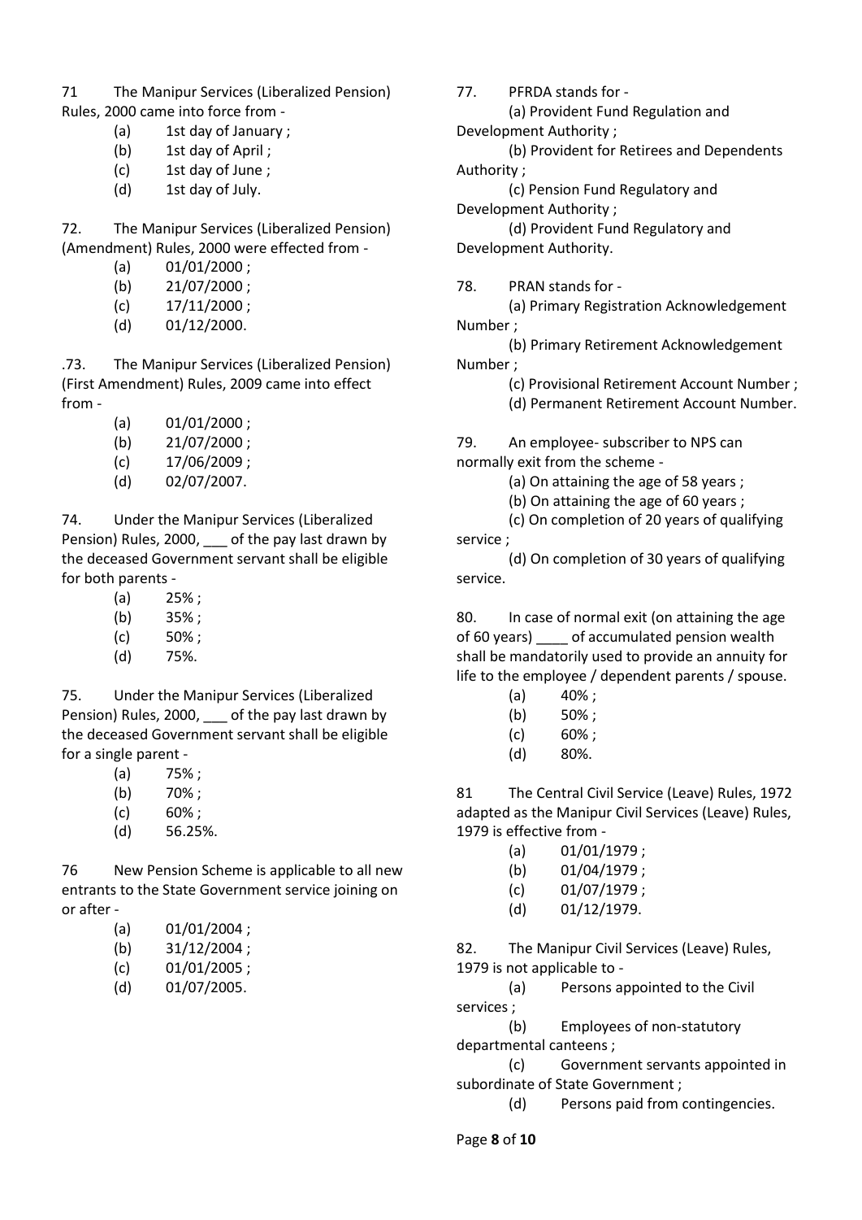71 The Manipur Services (Liberalized Pension) Rules, 2000 came into force from -

(a) 1st day of January ;
(b) 1st day of April ;
(c) 1st day of June ;
(d) 1st day of July.

72. The Manipur Services (Liberalized Pension) (Amendment) Rules, 2000 were effected from -

(a) 01/01/2000 ;
(b) 21/07/2000 ;
(c) 17/11/2000 ;
(d) 01/12/2000.

.73. The Manipur Services (Liberalized Pension) (First Amendment) Rules, 2009 came into effect from -

(a) 01/01/2000 ;
(b) 21/07/2000 ;
(c) 17/06/2009 ;
(d) 02/07/2007.

74. Under the Manipur Services (Liberalized Pension) Rules, 2000, ___ of the pay last drawn by the deceased Government servant shall be eligible for both parents -

(a) 25% ;
(b) 35% ;
(c) 50% ;
(d) 75%.

75. Under the Manipur Services (Liberalized Pension) Rules, 2000, ___ of the pay last drawn by the deceased Government servant shall be eligible for a single parent -

(a) 75% ;
(b) 70% ;
(c) 60% ;
(d) 56.25%.

76 New Pension Scheme is applicable to all new entrants to the State Government service joining on or after -

(a) 01/01/2004 ;
(b) 31/12/2004 ;
(c) 01/01/2005 ;
(d) 01/07/2005.

77. PFRDA stands for -

(a) Provident Fund Regulation and Development Authority ;
(b) Provident for Retirees and Dependents Authority ;
(c) Pension Fund Regulatory and Development Authority ;
(d) Provident Fund Regulatory and Development Authority.

78. PRAN stands for -

(a) Primary Registration Acknowledgement Number ;
(b) Primary Retirement Acknowledgement Number ;
(c) Provisional Retirement Account Number ;
(d) Permanent Retirement Account Number.

79. An employee- subscriber to NPS can normally exit from the scheme -

(a) On attaining the age of 58 years ;
(b) On attaining the age of 60 years ;
(c) On completion of 20 years of qualifying service ;
(d) On completion of 30 years of qualifying service.

80. In case of normal exit (on attaining the age of 60 years) ____ of accumulated pension wealth shall be mandatorily used to provide an annuity for life to the employee / dependent parents / spouse.

(a) 40% ;
(b) 50% ;
(c) 60% ;
(d) 80%.

81 The Central Civil Service (Leave) Rules, 1972 adapted as the Manipur Civil Services (Leave) Rules, 1979 is effective from -

(a) 01/01/1979 ;
(b) 01/04/1979 ;
(c) 01/07/1979 ;
(d) 01/12/1979.

82. The Manipur Civil Services (Leave) Rules, 1979 is not applicable to -

(a) Persons appointed to the Civil services ;
(b) Employees of non-statutory departmental canteens ;
(c) Government servants appointed in subordinate of State Government ;
(d) Persons paid from contingencies.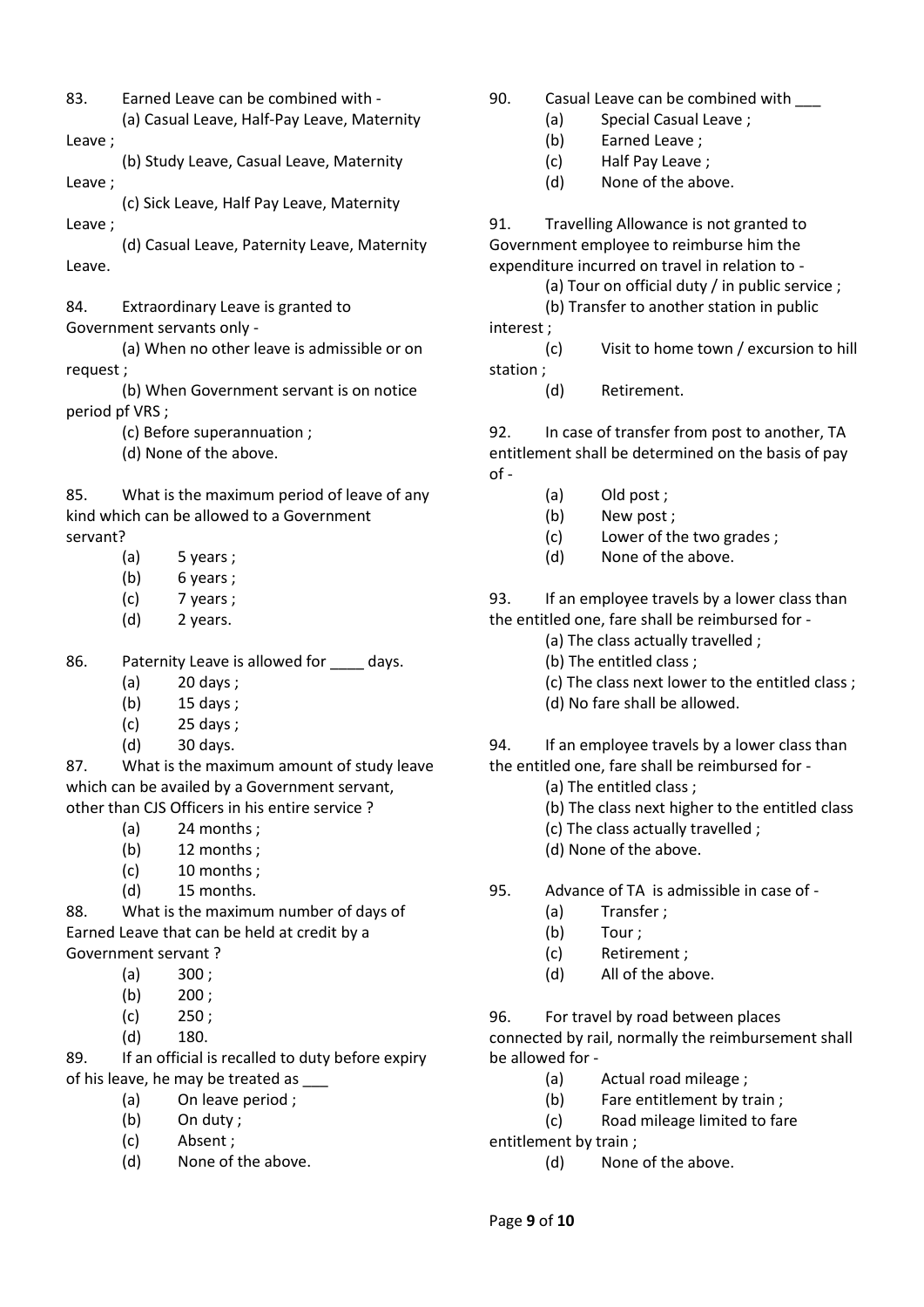83. Earned Leave can be combined with -

(a) Casual Leave, Half-Pay Leave, Maternity Leave ;

(b) Study Leave, Casual Leave, Maternity Leave ;

(c) Sick Leave, Half Pay Leave, Maternity Leave ;

(d) Casual Leave, Paternity Leave, Maternity Leave.

84. Extraordinary Leave is granted to Government servants only -

(a) When no other leave is admissible or on request ;

(b) When Government servant is on notice period pf VRS ;

(c) Before superannuation ;

(d) None of the above.

85. What is the maximum period of leave of any kind which can be allowed to a Government servant?

(a) 5 years ;

(b) 6 years ;

(c) 7 years ;

(d) 2 years.

86. Paternity Leave is allowed for ____ days.

(a) 20 days ;

(b) 15 days ;

(c) 25 days ;

(d) 30 days.

87. What is the maximum amount of study leave which can be availed by a Government servant, other than CJS Officers in his entire service ?

(a) 24 months ;

(b) 12 months ;

(c) 10 months ;

(d) 15 months.

88. What is the maximum number of days of Earned Leave that can be held at credit by a Government servant ?

(a) 300 ;

(b) 200 ;

(c) 250 ;

(d) 180.

89. If an official is recalled to duty before expiry of his leave, he may be treated as ___

(a) On leave period ;

(b) On duty ;

(c) Absent ;

(d) None of the above.

90. Casual Leave can be combined with ___

(a) Special Casual Leave ;

(b) Earned Leave ;

(c) Half Pay Leave ;

(d) None of the above.

91. Travelling Allowance is not granted to Government employee to reimburse him the expenditure incurred on travel in relation to -

(a) Tour on official duty / in public service ;

(b) Transfer to another station in public interest ;

(c) Visit to home town / excursion to hill station ;

(d) Retirement.

92. In case of transfer from post to another, TA entitlement shall be determined on the basis of pay of -

(a) Old post ;

(b) New post ;

(c) Lower of the two grades ;

(d) None of the above.

93. If an employee travels by a lower class than the entitled one, fare shall be reimbursed for -

(a) The class actually travelled ;

(b) The entitled class ;

(c) The class next lower to the entitled class ;

(d) No fare shall be allowed.

94. If an employee travels by a lower class than the entitled one, fare shall be reimbursed for -

(a) The entitled class ;

(b) The class next higher to the entitled class

(c) The class actually travelled ;

(d) None of the above.

95. Advance of TA is admissible in case of -

(a) Transfer ;

(b) Tour ;

(c) Retirement ;

(d) All of the above.

96. For travel by road between places connected by rail, normally the reimbursement shall be allowed for -

(a) Actual road mileage ;

(b) Fare entitlement by train ;

(c) Road mileage limited to fare entitlement by train ;

(d) None of the above.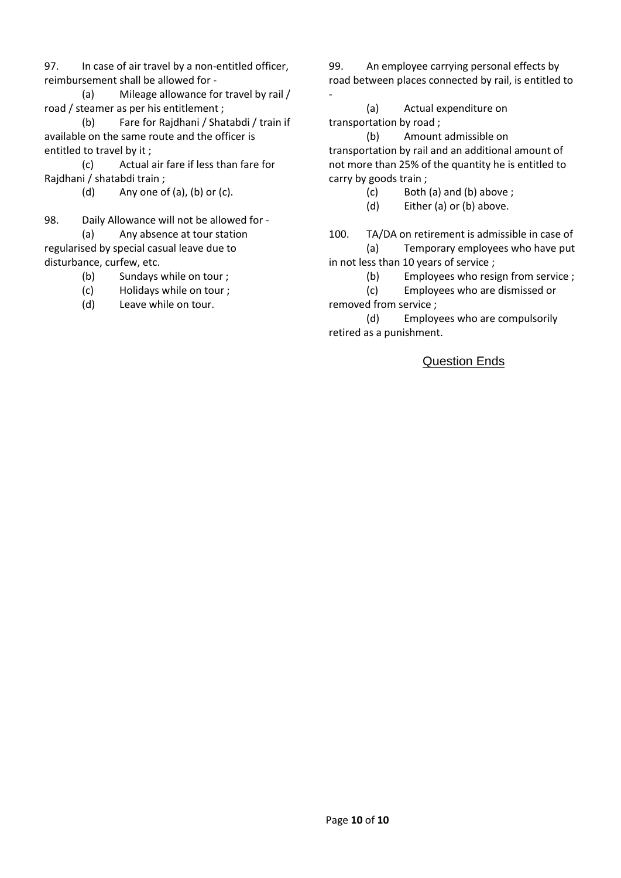97. In case of air travel by a non-entitled officer, reimbursement shall be allowed for -

(a) Mileage allowance for travel by rail / road / steamer as per his entitlement ;

(b) Fare for Rajdhani / Shatabdi / train if available on the same route and the officer is entitled to travel by it ;

(c) Actual air fare if less than fare for Rajdhani / shatabdi train ;

(d) Any one of (a), (b) or (c).

98. Daily Allowance will not be allowed for -

(a) Any absence at tour station regularised by special casual leave due to disturbance, curfew, etc.

(b) Sundays while on tour ;

(c) Holidays while on tour ;

(d) Leave while on tour.

99. An employee carrying personal effects by road between places connected by rail, is entitled to -

(a) Actual expenditure on transportation by road ;

(b) Amount admissible on transportation by rail and an additional amount of not more than 25% of the quantity he is entitled to carry by goods train ;

(c) Both (a) and (b) above ;

(d) Either (a) or (b) above.

100. TA/DA on retirement is admissible in case of

(a) Temporary employees who have put in not less than 10 years of service ;

(b) Employees who resign from service ;

(c) Employees who are dismissed or removed from service ;

(d) Employees who are compulsorily retired as a punishment.

Question Ends